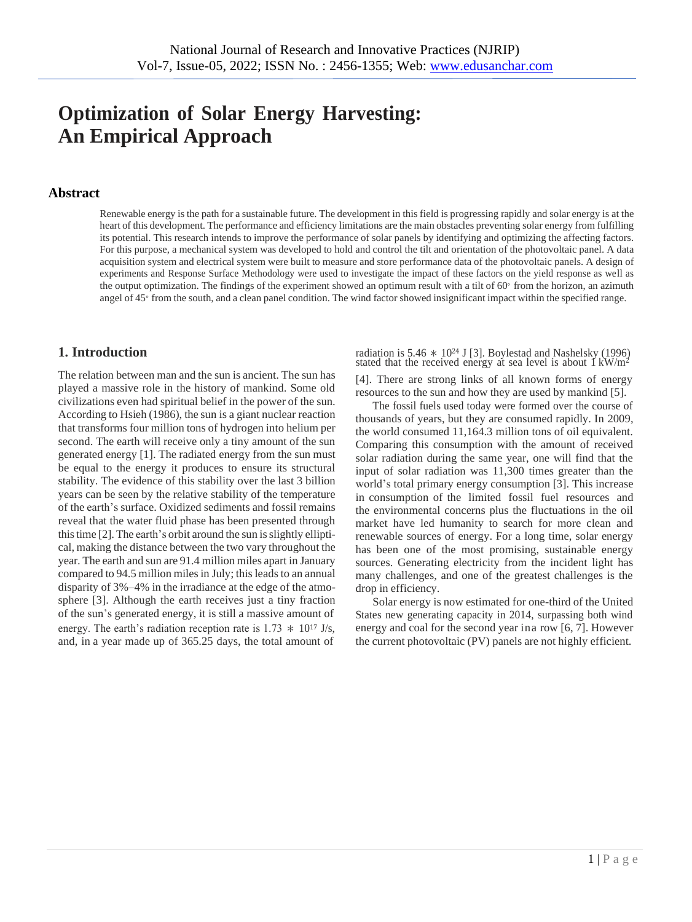# Optimization of Solar Energy Harvesting: An Empirical Approach

## Abstract

Renewable energy is the path for a sustainable future. The development in this field is progressing rapidly and solar energy is at the heart of this development. The performance and efficiency limitations are the main obstacles preventing solar energy from fulfilling its potential. This research intends to improve the performance of solar panels by identifying and optimizing the affecting factors. For this purpose, a mechanical system was developed to hold and control the tilt and orientation of the photovoltaic panel. A data acquisition system and electrical system were built to measure and store performance data of the photovoltaic panels. A design of experiments and Response Surface Methodology were used to investigate the impact of these factors on the yield response as well as the output optimization. The findings of the experiment showed an optimum result with a tilt of $60^{\circ}$ from the horizon, an azimuth angel of $45^{\circ}$ from the south, and a clean panel condition. The wind factor showed insignificant impact within the specified range.

## 1. Introduction

The relation between man and the sun is ancient. The sun has played a massive role in the history of mankind. Some old civilizations even had spiritual belief in the power of the sun. According to Hsieh (1986), the sun is a giant nuclear reaction that transforms four million tons of hydrogen into helium per second. The earth will receive only a tiny amount of the sun generated energy [1]. The radiated energy from the sun must be equal to the energy it produces to ensure its structural stability. The evidence of this stability over the last 3 billion years can be seen by the relative stability of the temperature of the earth's surface. Oxidized sediments and fossil remains reveal that the water fluid phase has been presented through this time [2]. The earth's orbit around the sun is slightly elliptical, making the distance between the two vary throughout the year. The earth and sun are 91.4 million miles apart in January compared to 94.5 million miles in July; this leads to an annual disparity of 3%–4% in the irradiance at the edge of the atmosphere [3]. Although the earth receives just a tiny fraction of the sun's generated energy, it is still a massive amount of energy. The earth's radiation reception rate is $1.73 * 10^{17}$ J/s, and, in a year made up of 365.25 days, the total amount of radiation is $5.46 * 10^{24}$ J [3]. Boylestad and Nashelsky (1996) stated that the received energy at sea level is about 1 kW/m$^2$ [4]. There are strong links of all known forms of energy resources to the sun and how they are used by mankind [5].

The fossil fuels used today were formed over the course of thousands of years, but they are consumed rapidly. In 2009, the world consumed 11,164.3 million tons of oil equivalent. Comparing this consumption with the amount of received solar radiation during the same year, one will find that the input of solar radiation was 11,300 times greater than the world's total primary energy consumption [3]. This increase in consumption of the limited fossil fuel resources and the environmental concerns plus the fluctuations in the oil market have led humanity to search for more clean and renewable sources of energy. For a long time, solar energy has been one of the most promising, sustainable energy sources. Generating electricity from the incident light has many challenges, and one of the greatest challenges is the drop in efficiency.

Solar energy is now estimated for one-third of the United States new generating capacity in 2014, surpassing both wind energy and coal for the second year in a row [6, 7]. However the current photovoltaic (PV) panels are not highly efficient.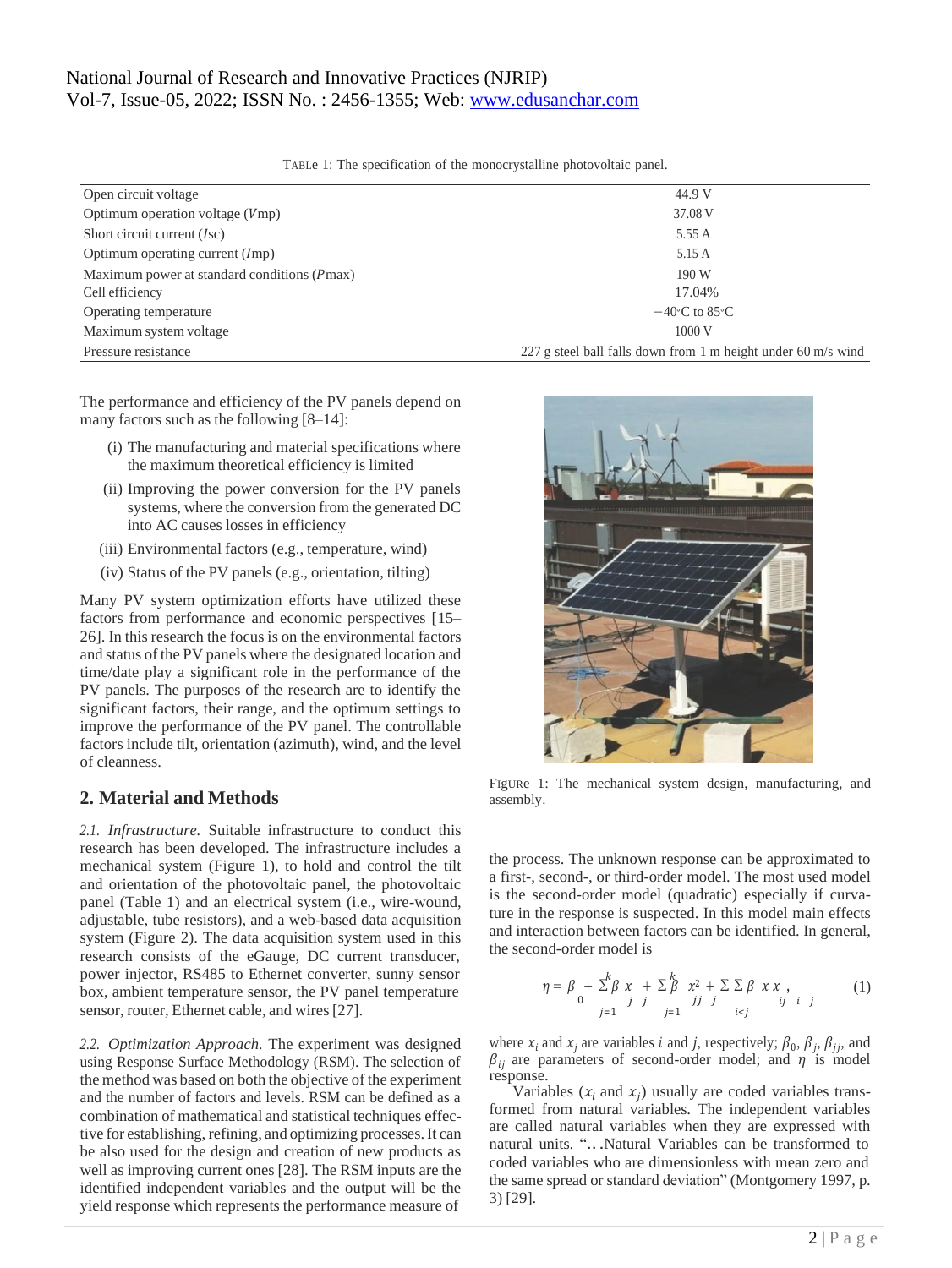Table 1: The specification of the monocrystalline photovoltaic panel.

| | |
|---|---|
| Open circuit voltage | 44.9 V |
| Optimum operation voltage (*V*mp) | 37.08 V |
| Short circuit current (*I*sc) | 5.55 A |
| Optimum operating current (*I*mp) | 5.15 A |
| Maximum power at standard conditions (*P*max) | 190 W |
| Cell efficiency | 17.04% |
| Operating temperature | −40°C to 85°C |
| Maximum system voltage | 1000 V |
| Pressure resistance | 227 g steel ball falls down from 1 m height under 60 m/s wind |

The performance and efficiency of the PV panels depend on many factors such as the following [8–14]:

- (i) The manufacturing and material specifications where the maximum theoretical efficiency is limited
- (ii) Improving the power conversion for the PV panels systems, where the conversion from the generated DC into AC causes losses in efficiency
- (iii) Environmental factors (e.g., temperature, wind)
- (iv) Status of the PV panels (e.g., orientation, tilting)

Many PV system optimization efforts have utilized these factors from performance and economic perspectives [15–26]. In this research the focus is on the environmental factors and status of the PV panels where the designated location and time/date play a significant role in the performance of the PV panels. The purposes of the research are to identify the significant factors, their range, and the optimum settings to improve the performance of the PV panel. The controllable factors include tilt, orientation (azimuth), wind, and the level of cleanness.

Figure 1: The mechanical system design, manufacturing, and assembly.

## 2. Material and Methods

*2.1. Infrastructure.* Suitable infrastructure to conduct this research has been developed. The infrastructure includes a mechanical system (Figure 1), to hold and control the tilt and orientation of the photovoltaic panel, the photovoltaic panel (Table 1) and an electrical system (i.e., wire-wound, adjustable, tube resistors), and a web-based data acquisition system (Figure 2). The data acquisition system used in this research consists of the eGauge, DC current transducer, power injector, RS485 to Ethernet converter, sunny sensor box, ambient temperature sensor, the PV panel temperature sensor, router, Ethernet cable, and wires [27].

*2.2. Optimization Approach.* The experiment was designed using Response Surface Methodology (RSM). The selection of the method was based on both the objective of the experiment and the number of factors and levels. RSM can be defined as a combination of mathematical and statistical techniques effective for establishing, refining, and optimizing processes. It can be also used for the design and creation of new products as well as improving current ones [28]. The RSM inputs are the identified independent variables and the output will be the yield response which represents the performance measure of the process. The unknown response can be approximated to a first-, second-, or third-order model. The most used model is the second-order model (quadratic) especially if curvature in the response is suspected. In this model main effects and interaction between factors can be identified. In general, the second-order model is

$$\eta = \beta_0 + \sum_{j=1}^{k} \beta_j x_j + \sum_{j=1}^{k} \beta_{jj} x_j^2 + \sum_{i<j} \sum \beta_{ij} x_i x_j, \qquad (1)$$

where $x_i$ and $x_j$ are variables $i$ and $j$, respectively; $\beta_0$, $\beta_j$, $\beta_{jj}$, and $\beta_{ij}$ are parameters of second-order model; and $\eta$ is model response.

Variables ($x_i$ and $x_j$) usually are coded variables transformed from natural variables. The independent variables are called natural variables when they are expressed with natural units. "…Natural Variables can be transformed to coded variables who are dimensionless with mean zero and the same spread or standard deviation" (Montgomery 1997, p. 3) [29].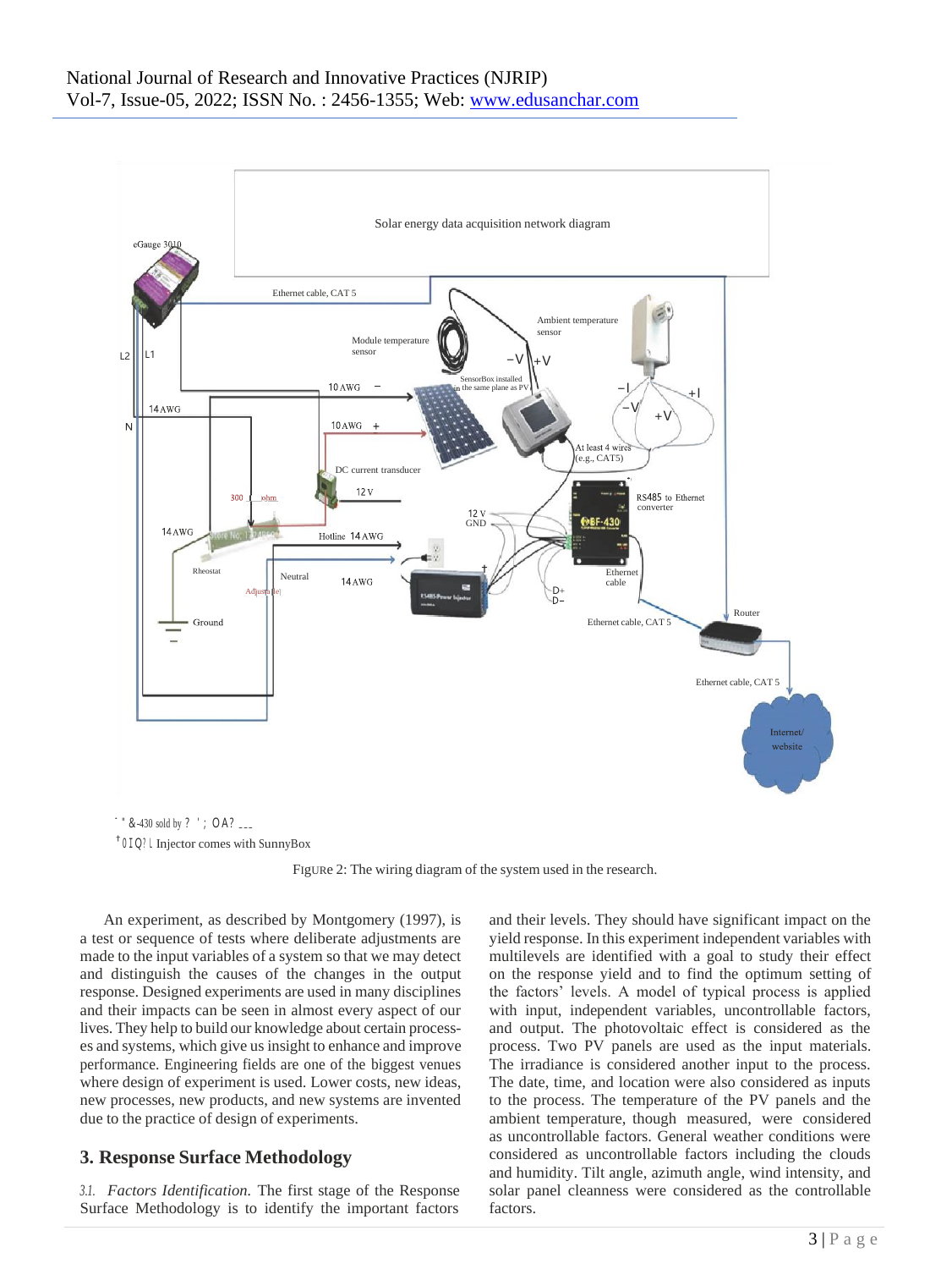Solar energy data acquisition network diagram

eGauge 3010

Ethernet cable, CAT 5

L2 L1

N

14 AWG

10 AWG −

10 AWG +

Module temperature sensor

Ambient temperature sensor

−V +V

SensorBox installed in the same plane as PV

−I +I

−V +V

At least 4 wires (e.g., CAT5)

DC current transducer

12 V

300 ohm

14 AWG

Rheostat

Adjustable

Ground

Hotline 14 AWG

Neutral

14 AWG

12 V GND

RS485 to Ethernet converter

Ethernet cable

D+ D−

Ethernet cable, CAT 5

Router

Ethernet cable, CAT 5

Internet/ website

* &-430 sold by ? ' ; OA? ___

† 0 I Q? L Injector comes with SunnyBox

Figure 2: The wiring diagram of the system used in the research.

An experiment, as described by Montgomery (1997), is a test or sequence of tests where deliberate adjustments are made to the input variables of a system so that we may detect and distinguish the causes of the changes in the output response. Designed experiments are used in many disciplines and their impacts can be seen in almost every aspect of our lives. They help to build our knowledge about certain processes and systems, which give us insight to enhance and improve performance. Engineering fields are one of the biggest venues where design of experiment is used. Lower costs, new ideas, new processes, new products, and new systems are invented due to the practice of design of experiments.

## 3. Response Surface Methodology

*3.1. Factors Identification.* The first stage of the Response Surface Methodology is to identify the important factors and their levels. They should have significant impact on the yield response. In this experiment independent variables with multilevels are identified with a goal to study their effect on the response yield and to find the optimum setting of the factors' levels. A model of typical process is applied with input, independent variables, uncontrollable factors, and output. The photovoltaic effect is considered as the process. Two PV panels are used as the input materials. The irradiance is considered another input to the process. The date, time, and location were also considered as inputs to the process. The temperature of the PV panels and the ambient temperature, though measured, were considered as uncontrollable factors. General weather conditions were considered as uncontrollable factors including the clouds and humidity. Tilt angle, azimuth angle, wind intensity, and solar panel cleanness were considered as the controllable factors.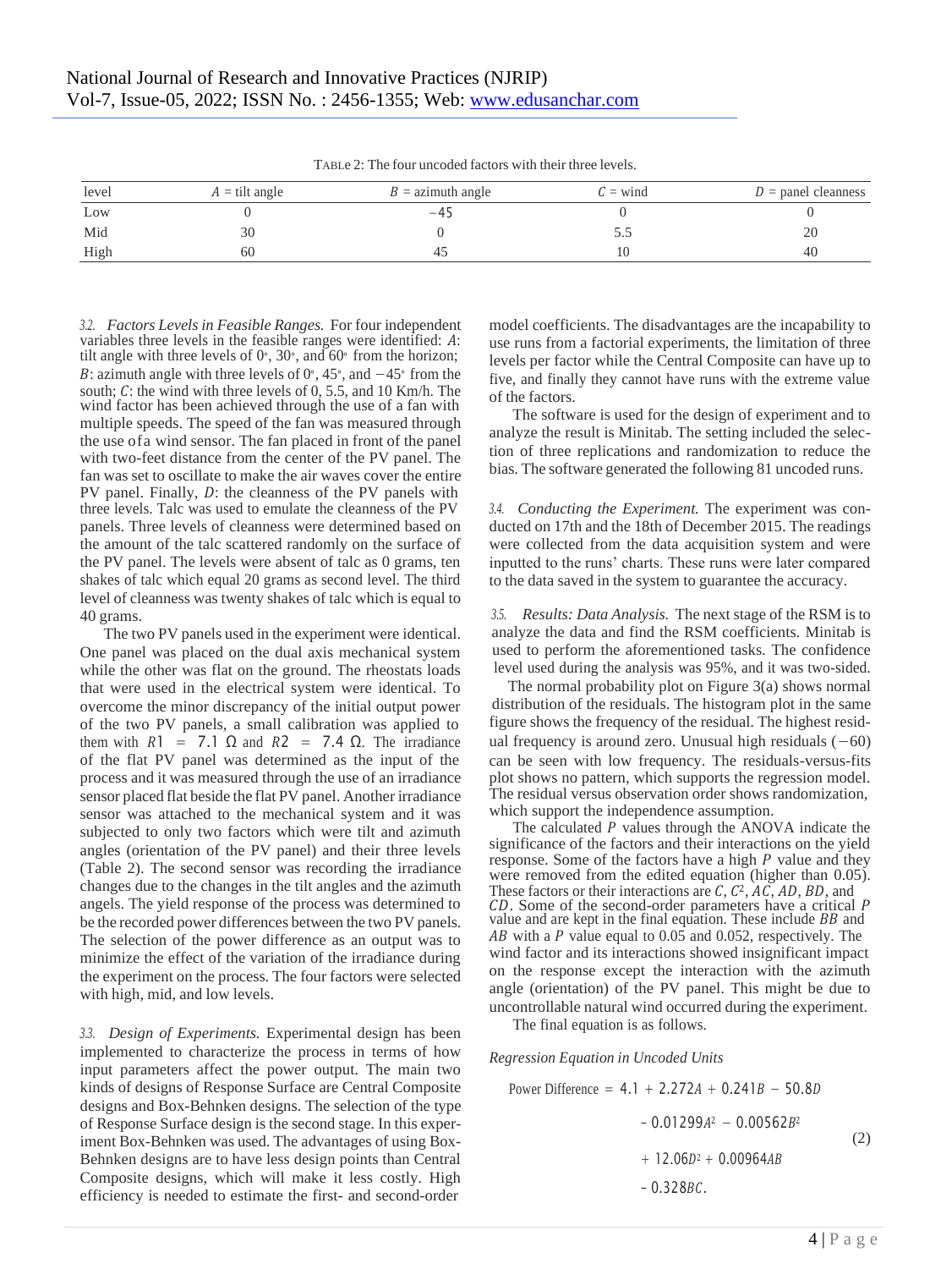TABLE 2: The four uncoded factors with their three levels.

| level | $A$ = tilt angle | $B$ = azimuth angle | $C$ = wind | $D$ = panel cleanness |
|---|---|---|---|---|
| Low | 0 | −45 | 0 | 0 |
| Mid | 30 | 0 | 5.5 | 20 |
| High | 60 | 45 | 10 | 40 |

*3.2. Factors Levels in Feasible Ranges.* For four independent variables three levels in the feasible ranges were identified: $A$: tilt angle with three levels of 0°, 30°, and 60° from the horizon; $B$: azimuth angle with three levels of 0°, 45°, and −45° from the south; $C$: the wind with three levels of 0, 5.5, and 10 Km/h. The wind factor has been achieved through the use of a fan with multiple speeds. The speed of the fan was measured through the use of a wind sensor. The fan placed in front of the panel with two-feet distance from the center of the PV panel. The fan was set to oscillate to make the air waves cover the entire PV panel. Finally, $D$: the cleanness of the PV panels with three levels. Talc was used to emulate the cleanness of the PV panels. Three levels of cleanness were determined based on the amount of the talc scattered randomly on the surface of the PV panel. The levels were absent of talc as 0 grams, ten shakes of talc which equal 20 grams as second level. The third level of cleanness was twenty shakes of talc which is equal to 40 grams.

The two PV panels used in the experiment were identical. One panel was placed on the dual axis mechanical system while the other was flat on the ground. The rheostats loads that were used in the electrical system were identical. To overcome the minor discrepancy of the initial output power of the two PV panels, a small calibration was applied to them with $R1 = 7.1\ \Omega$ and $R2 = 7.4\ \Omega$. The irradiance of the flat PV panel was determined as the input of the process and it was measured through the use of an irradiance sensor placed flat beside the flat PV panel. Another irradiance sensor was attached to the mechanical system and it was subjected to only two factors which were tilt and azimuth angles (orientation of the PV panel) and their three levels (Table 2). The second sensor was recording the irradiance changes due to the changes in the tilt angles and the azimuth angles. The yield response of the process was determined to be the recorded power differences between the two PV panels. The selection of the power difference as an output was to minimize the effect of the variation of the irradiance during the experiment on the process. The four factors were selected with high, mid, and low levels.

*3.3. Design of Experiments.* Experimental design has been implemented to characterize the process in terms of how input parameters affect the power output. The main two kinds of designs of Response Surface are Central Composite designs and Box-Behnken designs. The selection of the type of Response Surface design is the second stage. In this experiment Box-Behnken was used. The advantages of using Box-Behnken designs are to have less design points than Central Composite designs, which will make it less costly. High efficiency is needed to estimate the first- and second-order model coefficients. The disadvantages are the incapability to use runs from a factorial experiments, the limitation of three levels per factor while the Central Composite can have up to five, and finally they cannot have runs with the extreme value of the factors.

The software is used for the design of experiment and to analyze the result is Minitab. The setting included the selection of three replications and randomization to reduce the bias. The software generated the following 81 uncoded runs.

*3.4. Conducting the Experiment.* The experiment was conducted on 17th and the 18th of December 2015. The readings were collected from the data acquisition system and were inputted to the runs' charts. These runs were later compared to the data saved in the system to guarantee the accuracy.

*3.5. Results: Data Analysis.* The next stage of the RSM is to analyze the data and find the RSM coefficients. Minitab is used to perform the aforementioned tasks. The confidence level used during the analysis was 95%, and it was two-sided.

The normal probability plot on Figure 3(a) shows normal distribution of the residuals. The histogram plot in the same figure shows the frequency of the residual. The highest residual frequency is around zero. Unusual high residuals (−60) can be seen with low frequency. The residuals-versus-fits plot shows no pattern, which supports the regression model. The residual versus observation order shows randomization, which support the independence assumption.

The calculated $P$ values through the ANOVA indicate the significance of the factors and their interactions on the yield response. Some of the factors have a high $P$ value and they were removed from the edited equation (higher than 0.05). These factors or their interactions are $C$, $C^2$, $AC$, $AD$, $BD$, and $CD$. Some of the second-order parameters have a critical $P$ value and are kept in the final equation. These include $BB$ and $AB$ with a $P$ value equal to 0.05 and 0.052, respectively. The wind factor and its interactions showed insignificant impact on the response except the interaction with the azimuth angle (orientation) of the PV panel. This might be due to uncontrollable natural wind occurred during the experiment.

The final equation is as follows.

*Regression Equation in Uncoded Units*

$$\begin{aligned}\text{Power Difference} = {} & 4.1 + 2.272A + 0.241B - 50.8D \\ & - 0.01299A^2 - 0.00562B^2 \\ & + 12.06D^2 + 0.00964AB \\ & - 0.328BC.\end{aligned} \tag{2}$$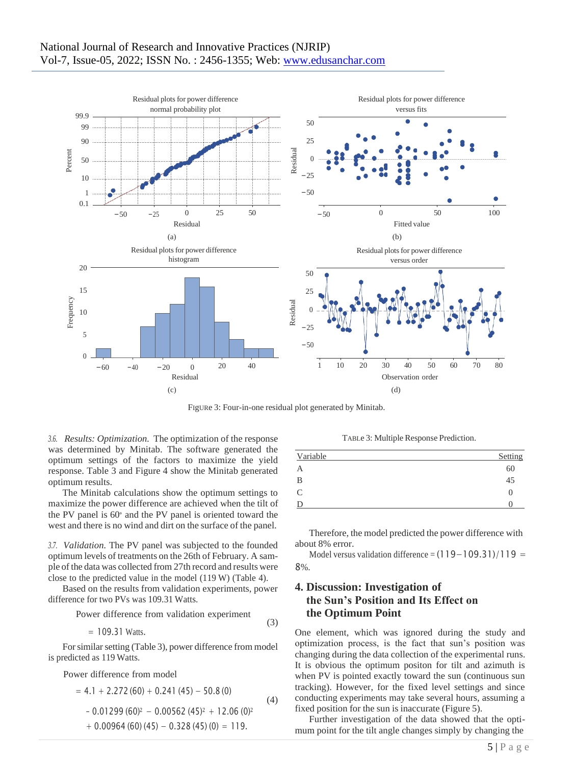Figure 3: Four-in-one residual plot generated by Minitab.

*3.6. Results: Optimization.* The optimization of the response was determined by Minitab. The software generated the optimum settings of the factors to maximize the yield response. Table 3 and Figure 4 show the Minitab generated optimum results.

The Minitab calculations show the optimum settings to maximize the power difference are achieved when the tilt of the PV panel is 60° and the PV panel is oriented toward the west and there is no wind and dirt on the surface of the panel.

*3.7. Validation.* The PV panel was subjected to the founded optimum levels of treatments on the 26th of February. A sample of the data was collected from 27th record and results were close to the predicted value in the model (119 W) (Table 4).

Based on the results from validation experiments, power difference for two PVs was 109.31 Watts.

$$\text{Power difference from validation experiment} = 109.31 \text{ Watts}. \tag{3}$$

For similar setting (Table 3), power difference from model is predicted as 119 Watts.

$$\begin{aligned}\text{Power difference from model} &= 4.1 + 2.272(60) + 0.241(45) - 50.8(0) \\ &- 0.01299(60)^2 - 0.00562(45)^2 + 12.06(0)^2 \\ &+ 0.00964(60)(45) - 0.328(45)(0) = 119.\end{aligned} \tag{4}$$

Table 3: Multiple Response Prediction.

| Variable | Setting |
|---|---|
| A | 60 |
| B | 45 |
| C | 0 |
| D | 0 |

Therefore, the model predicted the power difference with about 8% error.

$$\text{Model versus validation difference} = (119 - 109.31)/119 = 8\%.$$

## 4. Discussion: Investigation of the Sun's Position and Its Effect on the Optimum Point

One element, which was ignored during the study and optimization process, is the fact that sun's position was changing during the data collection of the experimental runs. It is obvious the optimum positon for tilt and azimuth is when PV is pointed exactly toward the sun (continuous sun tracking). However, for the fixed level settings and since conducting experiments may take several hours, assuming a fixed position for the sun is inaccurate (Figure 5).

Further investigation of the data showed that the optimum point for the tilt angle changes simply by changing the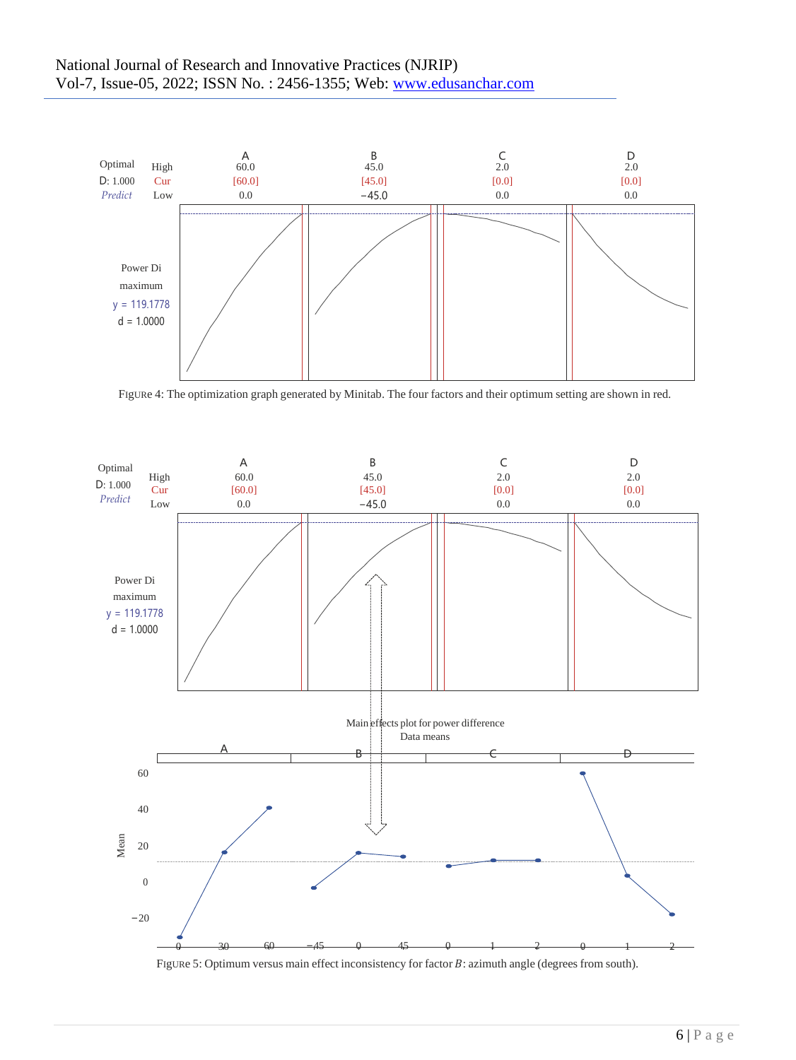| Optimal | High | A | B | C | D |
| --- | --- | --- | --- | --- | --- |
| D: 1.000 | High | 60.0 | 45.0 | 2.0 | 2.0 |
| *Predict* | Cur | [60.0] | [45.0] | [0.0] | [0.0] |
| | Low | 0.0 | −45.0 | 0.0 | 0.0 |

Power Di
maximum
y = 119.1778
d = 1.0000

FIGURE 4: The optimization graph generated by Minitab. The four factors and their optimum setting are shown in red.

| Optimal | High | A | B | C | D |
| --- | --- | --- | --- | --- | --- |
| D: 1.000 | High | 60.0 | 45.0 | 2.0 | 2.0 |
| *Predict* | Cur | [60.0] | [45.0] | [0.0] | [0.0] |
| | Low | 0.0 | −45.0 | 0.0 | 0.0 |

Power Di
maximum
y = 119.1778
d = 1.0000

Main effects plot for power difference
Data means

FIGURE 5: Optimum versus main effect inconsistency for factor $B$: azimuth angle (degrees from south).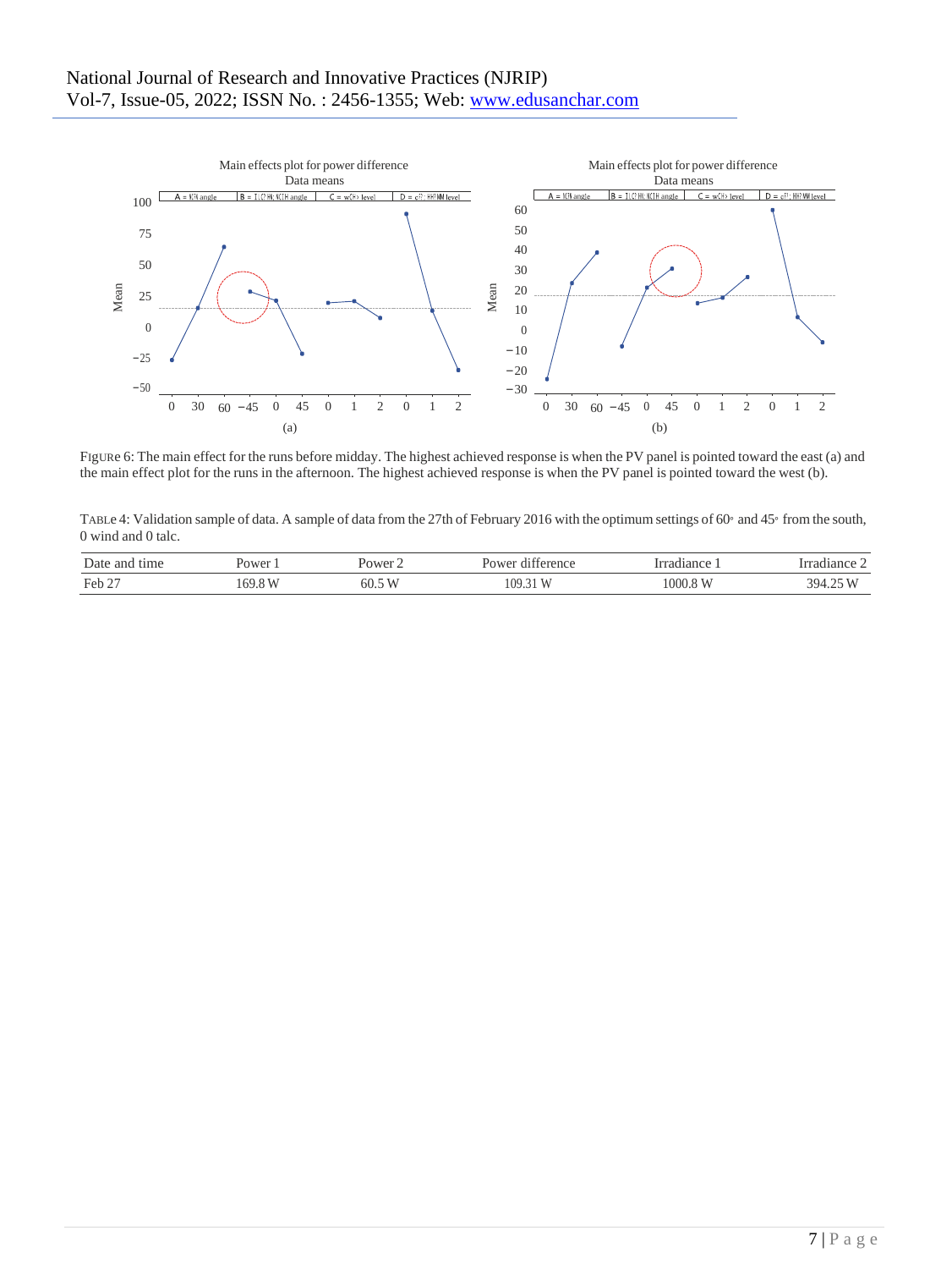FIGURE 6: The main effect for the runs before midday. The highest achieved response is when the PV panel is pointed toward the east (a) and the main effect plot for the runs in the afternoon. The highest achieved response is when the PV panel is pointed toward the west (b).

TABLE 4: Validation sample of data. A sample of data from the 27th of February 2016 with the optimum settings of 60° and 45° from the south, 0 wind and 0 talc.

| Date and time | Power 1 | Power 2 | Power difference | Irradiance 1 | Irradiance 2 |
|---|---|---|---|---|---|
| Feb 27 | 169.8 W | 60.5 W | 109.31 W | 1000.8 W | 394.25 W |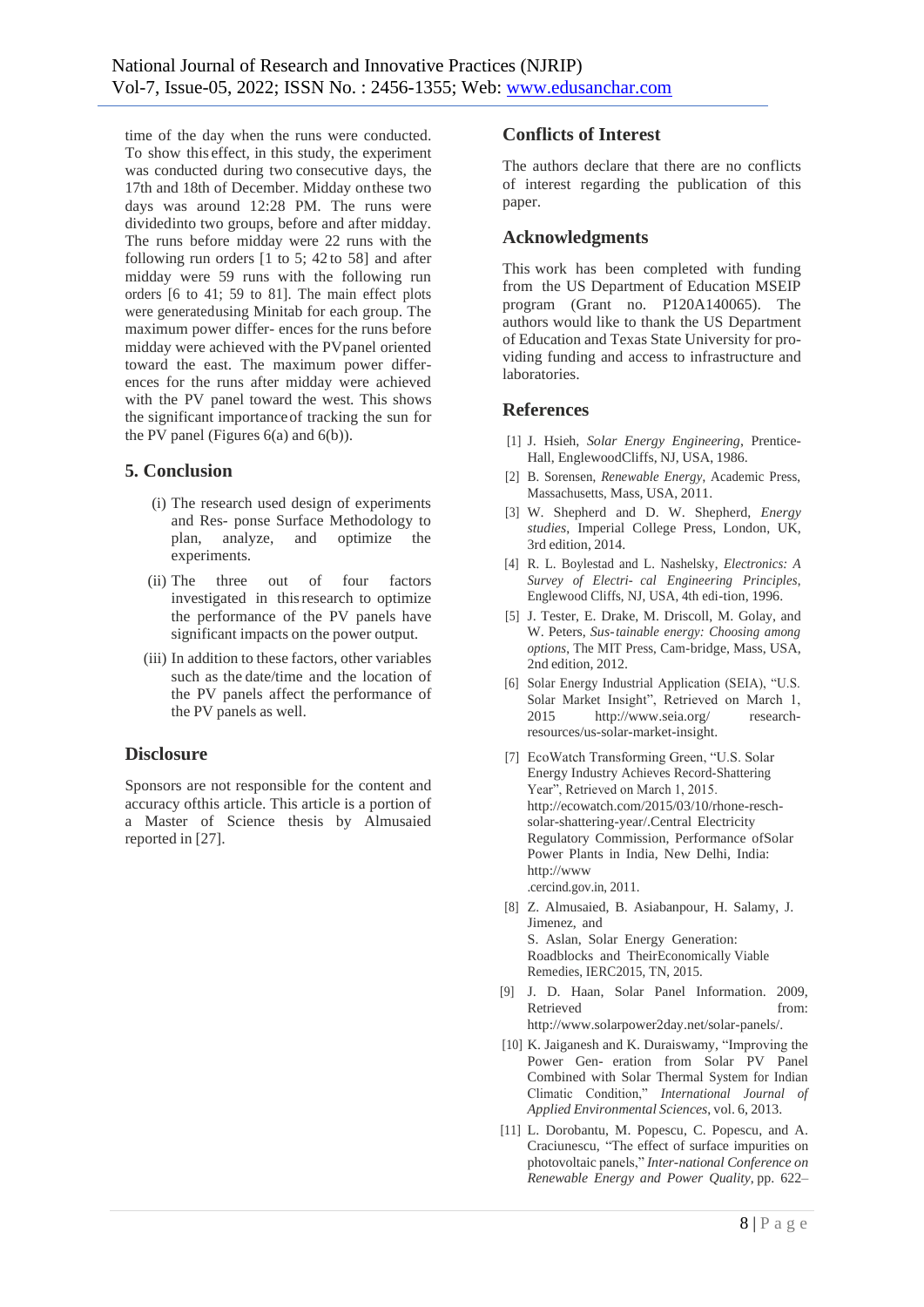time of the day when the runs were conducted. To show this effect, in this study, the experiment was conducted during two consecutive days, the 17th and 18th of December. Midday on these two days was around 12:28 PM. The runs were divided into two groups, before and after midday. The runs before midday were 22 runs with the following run orders [1 to 5; 42 to 58] and after midday were 59 runs with the following run orders [6 to 41; 59 to 81]. The main effect plots were generated using Minitab for each group. The maximum power differ- ences for the runs before midday were achieved with the PV panel oriented toward the east. The maximum power differ- ences for the runs after midday were achieved with the PV panel toward the west. This shows the significant importance of tracking the sun for the PV panel (Figures 6(a) and 6(b)).

## 5. Conclusion

(i) The research used design of experiments and Res- ponse Surface Methodology to plan, analyze, and optimize the experiments.

(ii) The three out of four factors investigated in this research to optimize the performance of the PV panels have significant impacts on the power output.

(iii) In addition to these factors, other variables such as the date/time and the location of the PV panels affect the performance of the PV panels as well.

## Disclosure

Sponsors are not responsible for the content and accuracy of this article. This article is a portion of a Master of Science thesis by Almusaied reported in [27].

## Conflicts of Interest

The authors declare that there are no conflicts of interest regarding the publication of this paper.

## Acknowledgments

This work has been completed with funding from the US Department of Education MSEIP program (Grant no. P120A140065). The authors would like to thank the US Department of Education and Texas State University for pro- viding funding and access to infrastructure and laboratories.

## References

[1] J. Hsieh, *Solar Energy Engineering*, Prentice-Hall, Englewood Cliffs, NJ, USA, 1986.

[2] B. Sorensen, *Renewable Energy*, Academic Press, Massachusetts, Mass, USA, 2011.

[3] W. Shepherd and D. W. Shepherd, *Energy studies*, Imperial College Press, London, UK, 3rd edition, 2014.

[4] R. L. Boylestad and L. Nashelsky, *Electronics: A Survey of Electri- cal Engineering Principles*, Englewood Cliffs, NJ, USA, 4th edi-tion, 1996.

[5] J. Tester, E. Drake, M. Driscoll, M. Golay, and W. Peters, *Sus-tainable energy: Choosing among options*, The MIT Press, Cam-bridge, Mass, USA, 2nd edition, 2012.

[6] Solar Energy Industrial Application (SEIA), "U.S. Solar Market Insight", Retrieved on March 1, 2015 http://www.seia.org/ research-resources/us-solar-market-insight.

[7] EcoWatch Transforming Green, "U.S. Solar Energy Industry Achieves Record-Shattering Year", Retrieved on March 1, 2015. http://ecowatch.com/2015/03/10/rhone-resch-solar-shattering-year/.Central Electricity Regulatory Commission, Performance of Solar Power Plants in India, New Delhi, India: http://www .cercind.gov.in, 2011.

[8] Z. Almusaied, B. Asiabanpour, H. Salamy, J. Jimenez, and S. Aslan, Solar Energy Generation: Roadblocks and Their Economically Viable Remedies, IERC2015, TN, 2015.

[9] J. D. Haan, Solar Panel Information. 2009, Retrieved from: http://www.solarpower2day.net/solar-panels/.

[10] K. Jaiganesh and K. Duraiswamy, "Improving the Power Gen- eration from Solar PV Panel Combined with Solar Thermal System for Indian Climatic Condition," *International Journal of Applied Environmental Sciences*, vol. 6, 2013.

[11] L. Dorobantu, M. Popescu, C. Popescu, and A. Craciunescu, "The effect of surface impurities on photovoltaic panels," *Inter-national Conference on Renewable Energy and Power Quality*, pp. 622–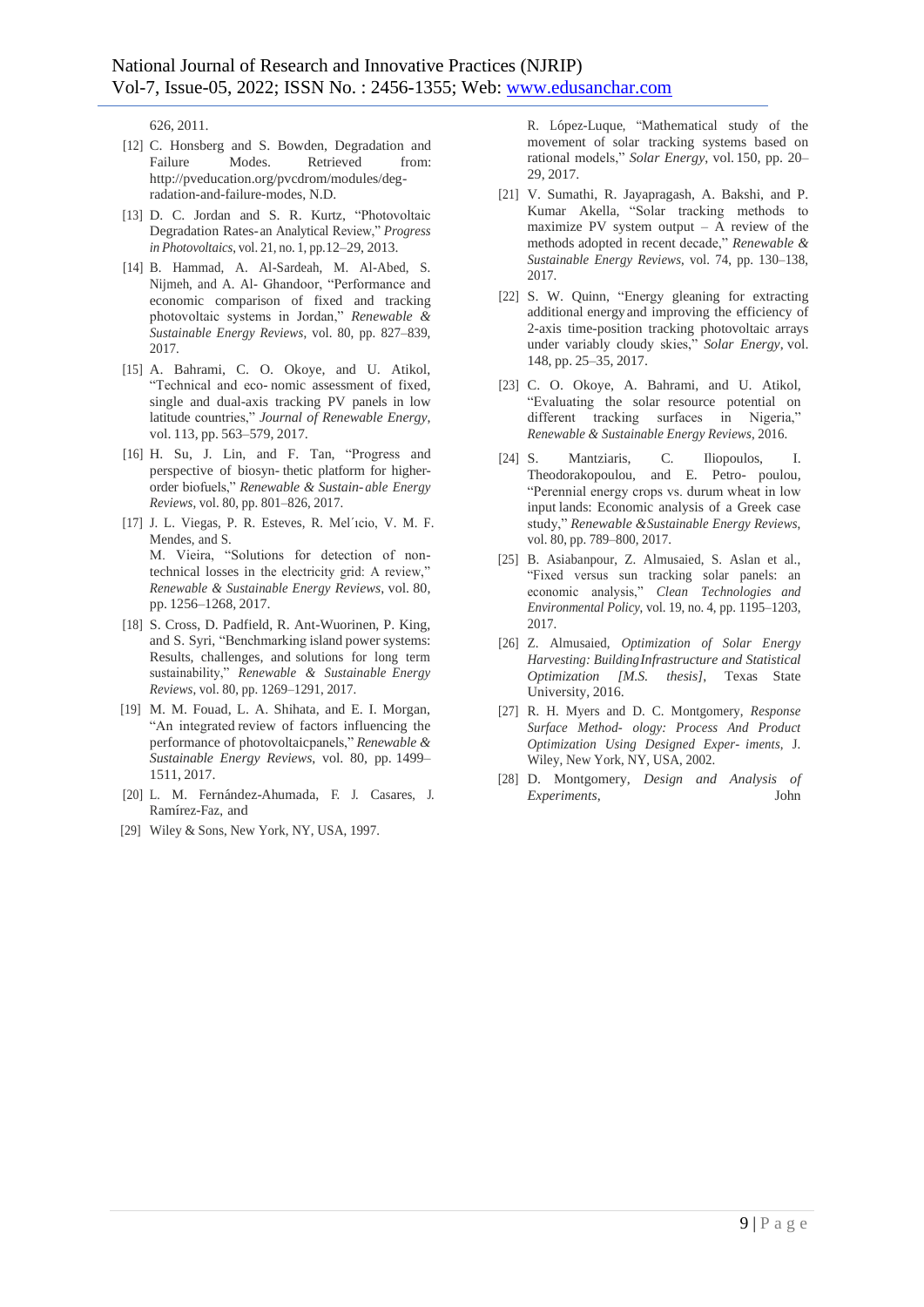626, 2011.

[12] C. Honsberg and S. Bowden, Degradation and Failure Modes. Retrieved from: http://pveducation.org/pvcdrom/modules/deg-radation-and-failure-modes, N.D.

[13] D. C. Jordan and S. R. Kurtz, "Photovoltaic Degradation Rates- an Analytical Review," *Progress in Photovoltaics*, vol. 21, no. 1, pp.12–29, 2013.

[14] B. Hammad, A. Al-Sardeah, M. Al-Abed, S. Nijmeh, and A. Al- Ghandoor, "Performance and economic comparison of fixed and tracking photovoltaic systems in Jordan," *Renewable & Sustainable Energy Reviews*, vol. 80, pp. 827–839, 2017.

[15] A. Bahrami, C. O. Okoye, and U. Atikol, "Technical and eco- nomic assessment of fixed, single and dual-axis tracking PV panels in low latitude countries," *Journal of Renewable Energy*, vol. 113, pp. 563–579, 2017.

[16] H. Su, J. Lin, and F. Tan, "Progress and perspective of biosyn- thetic platform for higher-order biofuels," *Renewable & Sustain- able Energy Reviews*, vol. 80, pp. 801–826, 2017.

[17] J. L. Viegas, P. R. Esteves, R. Mel´ıcio, V. M. F. Mendes, and S. M. Vieira, "Solutions for detection of non-technical losses in the electricity grid: A review," *Renewable & Sustainable Energy Reviews*, vol. 80, pp. 1256–1268, 2017.

[18] S. Cross, D. Padfield, R. Ant-Wuorinen, P. King, and S. Syri, "Benchmarking island power systems: Results, challenges, and solutions for long term sustainability," *Renewable & Sustainable Energy Reviews*, vol. 80, pp. 1269–1291, 2017.

[19] M. M. Fouad, L. A. Shihata, and E. I. Morgan, "An integrated review of factors influencing the performance of photovoltaicpanels," *Renewable & Sustainable Energy Reviews*, vol. 80, pp. 1499–1511, 2017.

[20] L. M. Fernández-Ahumada, F. J. Casares, J. Ramírez-Faz, and R. López-Luque, "Mathematical study of the movement of solar tracking systems based on rational models," *Solar Energy*, vol. 150, pp. 20–29, 2017.

[21] V. Sumathi, R. Jayapragash, A. Bakshi, and P. Kumar Akella, "Solar tracking methods to maximize PV system output – A review of the methods adopted in recent decade," *Renewable & Sustainable Energy Reviews*, vol. 74, pp. 130–138, 2017.

[22] S. W. Quinn, "Energy gleaning for extracting additional energy and improving the efficiency of 2-axis time-position tracking photovoltaic arrays under variably cloudy skies," *Solar Energy*, vol. 148, pp. 25–35, 2017.

[23] C. O. Okoye, A. Bahrami, and U. Atikol, "Evaluating the solar resource potential on different tracking surfaces in Nigeria," *Renewable & Sustainable Energy Reviews*, 2016.

[24] S. Mantziaris, C. Iliopoulos, I. Theodorakopoulou, and E. Petro- poulou, "Perennial energy crops vs. durum wheat in low input lands: Economic analysis of a Greek case study," *Renewable &Sustainable Energy Reviews*, vol. 80, pp. 789–800, 2017.

[25] B. Asiabanpour, Z. Almusaied, S. Aslan et al., "Fixed versus sun tracking solar panels: an economic analysis," *Clean Technologies and Environmental Policy*, vol. 19, no. 4, pp. 1195–1203, 2017.

[26] Z. Almusaied, *Optimization of Solar Energy Harvesting: Building Infrastructure and Statistical Optimization [M.S. thesis]*, Texas State University, 2016.

[27] R. H. Myers and D. C. Montgomery, *Response Surface Method- ology: Process And Product Optimization Using Designed Exper- iments*, J. Wiley, New York, NY, USA, 2002.

[28] D. Montgomery, *Design and Analysis of Experiments*, John

[29] Wiley & Sons, New York, NY, USA, 1997.